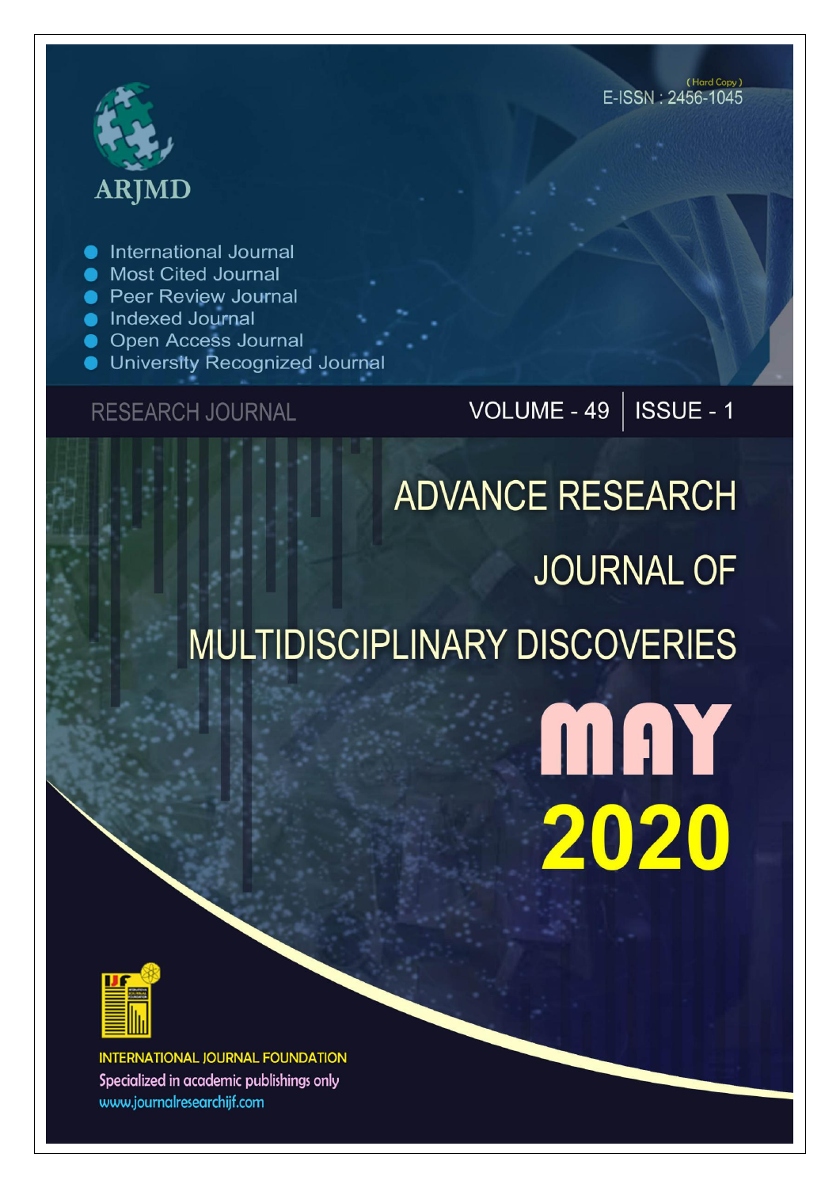ARJMD

(Hard Copy)
E-ISSN : 2456-1045

- International Journal
- Most Cited Journal
- Peer Review Journal
- Indexed Journal
- Open Access Journal
- University Recognized Journal

RESEARCH JOURNAL

VOLUME - 49 | ISSUE - 1

# ADVANCE RESEARCH JOURNAL OF MULTIDISCIPLINARY DISCOVERIES

MAY 2020

INTERNATIONAL JOURNAL FOUNDATION
Specialized in academic publishings only
www.journalresearchijf.com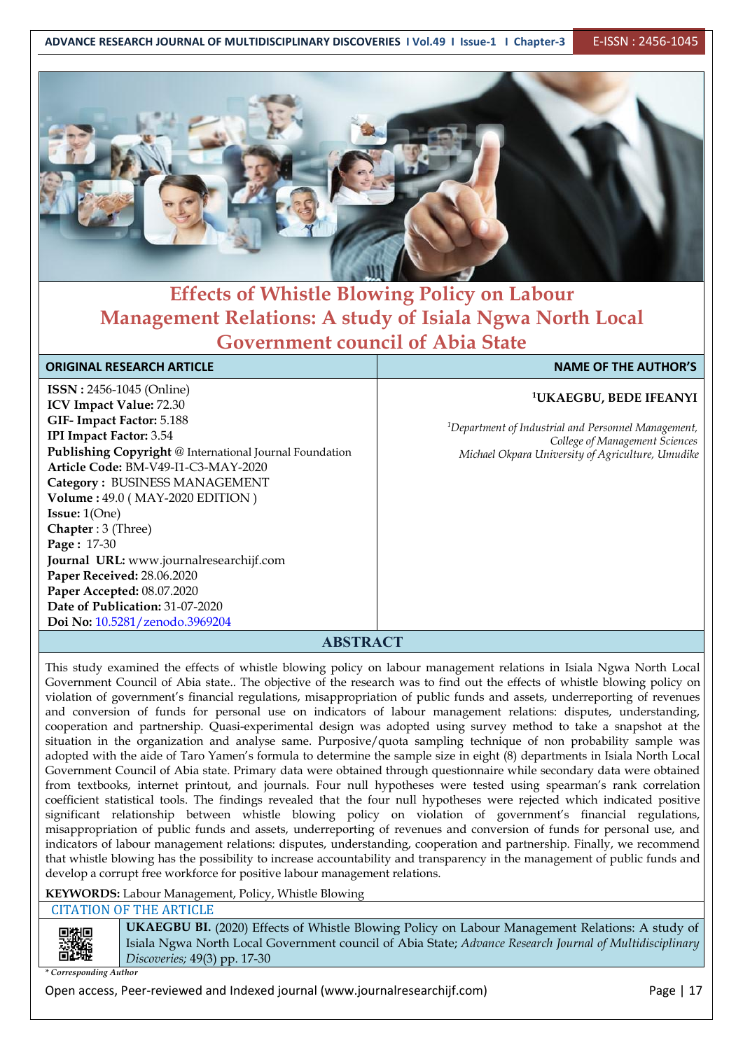# Effects of Whistle Blowing Policy on Labour Management Relations: A study of Isiala Ngwa North Local Government council of Abia State

| ORIGINAL RESEARCH ARTICLE | NAME OF THE AUTHOR'S |
|---|---|
| **ISSN :** 2456-1045 (Online)<br>**ICV Impact Value:** 72.30<br>**GIF- Impact Factor:** 5.188<br>**IPI Impact Factor:** 3.54<br>**Publishing Copyright** @ International Journal Foundation<br>**Article Code:** BM-V49-I1-C3-MAY-2020<br>**Category :** BUSINESS MANAGEMENT<br>**Volume :** 49.0 ( MAY-2020 EDITION )<br>**Issue:** 1(One)<br>**Chapter** : 3 (Three)<br>**Page :** 17-30<br>**Journal URL:** www.journalresearchijf.com<br>**Paper Received:** 28.06.2020<br>**Paper Accepted:** 08.07.2020<br>**Date of Publication:** 31-07-2020<br>**Doi No:** 10.5281/zenodo.3969204 | **[1]UKAEGBU, BEDE IFEANYI**<br><br>*[1]Department of Industrial and Personnel Management, College of Management Sciences Michael Okpara University of Agriculture, Umudike* |

## ABSTRACT

This study examined the effects of whistle blowing policy on labour management relations in Isiala Ngwa North Local Government Council of Abia state.. The objective of the research was to find out the effects of whistle blowing policy on violation of government's financial regulations, misappropriation of public funds and assets, underreporting of revenues and conversion of funds for personal use on indicators of labour management relations: disputes, understanding, cooperation and partnership. Quasi-experimental design was adopted using survey method to take a snapshot at the situation in the organization and analyse same. Purposive/quota sampling technique of non probability sample was adopted with the aide of Taro Yamen's formula to determine the sample size in eight (8) departments in Isiala North Local Government Council of Abia state. Primary data were obtained through questionnaire while secondary data were obtained from textbooks, internet printout, and journals. Four null hypotheses were tested using spearman's rank correlation coefficient statistical tools. The findings revealed that the four null hypotheses were rejected which indicated positive significant relationship between whistle blowing policy on violation of government's financial regulations, misappropriation of public funds and assets, underreporting of revenues and conversion of funds for personal use, and indicators of labour management relations: disputes, understanding, cooperation and partnership. Finally, we recommend that whistle blowing has the possibility to increase accountability and transparency in the management of public funds and develop a corrupt free workforce for positive labour management relations.

**KEYWORDS:** Labour Management, Policy, Whistle Blowing

CITATION OF THE ARTICLE

**UKAEGBU BI.** (2020) Effects of Whistle Blowing Policy on Labour Management Relations: A study of Isiala Ngwa North Local Government council of Abia State; *Advance Research Journal of Multidisciplinary Discoveries;* 49(3) pp. 17-30

*\* Corresponding Author*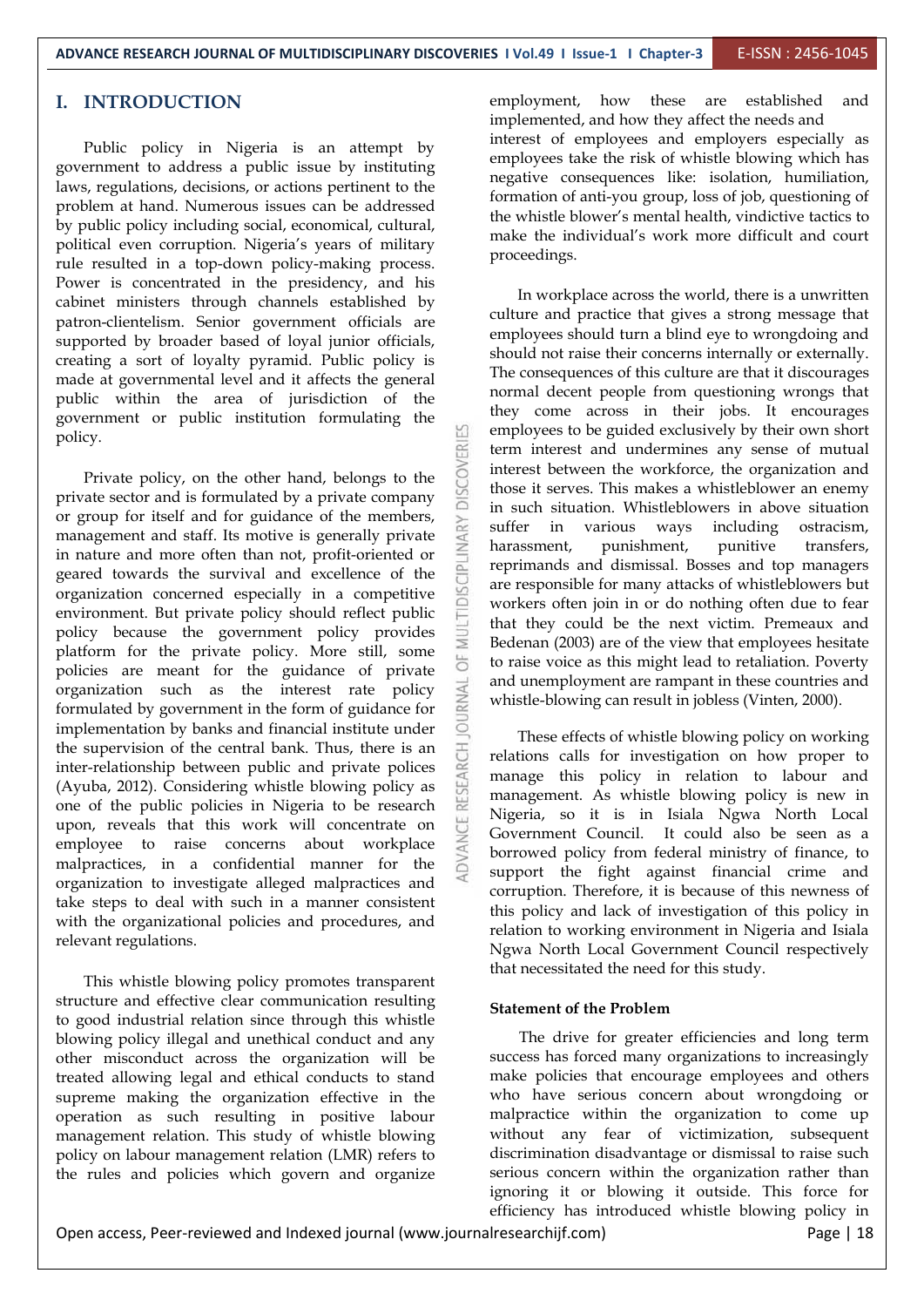# I. INTRODUCTION

Public policy in Nigeria is an attempt by government to address a public issue by instituting laws, regulations, decisions, or actions pertinent to the problem at hand. Numerous issues can be addressed by public policy including social, economical, cultural, political even corruption. Nigeria's years of military rule resulted in a top-down policy-making process. Power is concentrated in the presidency, and his cabinet ministers through channels established by patron-clientelism. Senior government officials are supported by broader based of loyal junior officials, creating a sort of loyalty pyramid. Public policy is made at governmental level and it affects the general public within the area of jurisdiction of the government or public institution formulating the policy.

Private policy, on the other hand, belongs to the private sector and is formulated by a private company or group for itself and for guidance of the members, management and staff. Its motive is generally private in nature and more often than not, profit-oriented or geared towards the survival and excellence of the organization concerned especially in a competitive environment. But private policy should reflect public policy because the government policy provides platform for the private policy. More still, some policies are meant for the guidance of private organization such as the interest rate policy formulated by government in the form of guidance for implementation by banks and financial institute under the supervision of the central bank. Thus, there is an inter-relationship between public and private polices (Ayuba, 2012). Considering whistle blowing policy as one of the public policies in Nigeria to be research upon, reveals that this work will concentrate on employee to raise concerns about workplace malpractices, in a confidential manner for the organization to investigate alleged malpractices and take steps to deal with such in a manner consistent with the organizational policies and procedures, and relevant regulations.

This whistle blowing policy promotes transparent structure and effective clear communication resulting to good industrial relation since through this whistle blowing policy illegal and unethical conduct and any other misconduct across the organization will be treated allowing legal and ethical conducts to stand supreme making the organization effective in the operation as such resulting in positive labour management relation. This study of whistle blowing policy on labour management relation (LMR) refers to the rules and policies which govern and organize employment, how these are established and implemented, and how they affect the needs and interest of employees and employers especially as employees take the risk of whistle blowing which has negative consequences like: isolation, humiliation, formation of anti-you group, loss of job, questioning of the whistle blower's mental health, vindictive tactics to make the individual's work more difficult and court proceedings.

In workplace across the world, there is a unwritten culture and practice that gives a strong message that employees should turn a blind eye to wrongdoing and should not raise their concerns internally or externally. The consequences of this culture are that it discourages normal decent people from questioning wrongs that they come across in their jobs. It encourages employees to be guided exclusively by their own short term interest and undermines any sense of mutual interest between the workforce, the organization and those it serves. This makes a whistleblower an enemy in such situation. Whistleblowers in above situation suffer in various ways including ostracism, harassment, punishment, punitive transfers, reprimands and dismissal. Bosses and top managers are responsible for many attacks of whistleblowers but workers often join in or do nothing often due to fear that they could be the next victim. Premeaux and Bedenan (2003) are of the view that employees hesitate to raise voice as this might lead to retaliation. Poverty and unemployment are rampant in these countries and whistle-blowing can result in jobless (Vinten, 2000).

These effects of whistle blowing policy on working relations calls for investigation on how proper to manage this policy in relation to labour and management. As whistle blowing policy is new in Nigeria, so it is in Isiala Ngwa North Local Government Council. It could also be seen as a borrowed policy from federal ministry of finance, to support the fight against financial crime and corruption. Therefore, it is because of this newness of this policy and lack of investigation of this policy in relation to working environment in Nigeria and Isiala Ngwa North Local Government Council respectively that necessitated the need for this study.

### Statement of the Problem

The drive for greater efficiencies and long term success has forced many organizations to increasingly make policies that encourage employees and others who have serious concern about wrongdoing or malpractice within the organization to come up without any fear of victimization, subsequent discrimination disadvantage or dismissal to raise such serious concern within the organization rather than ignoring it or blowing it outside. This force for efficiency has introduced whistle blowing policy in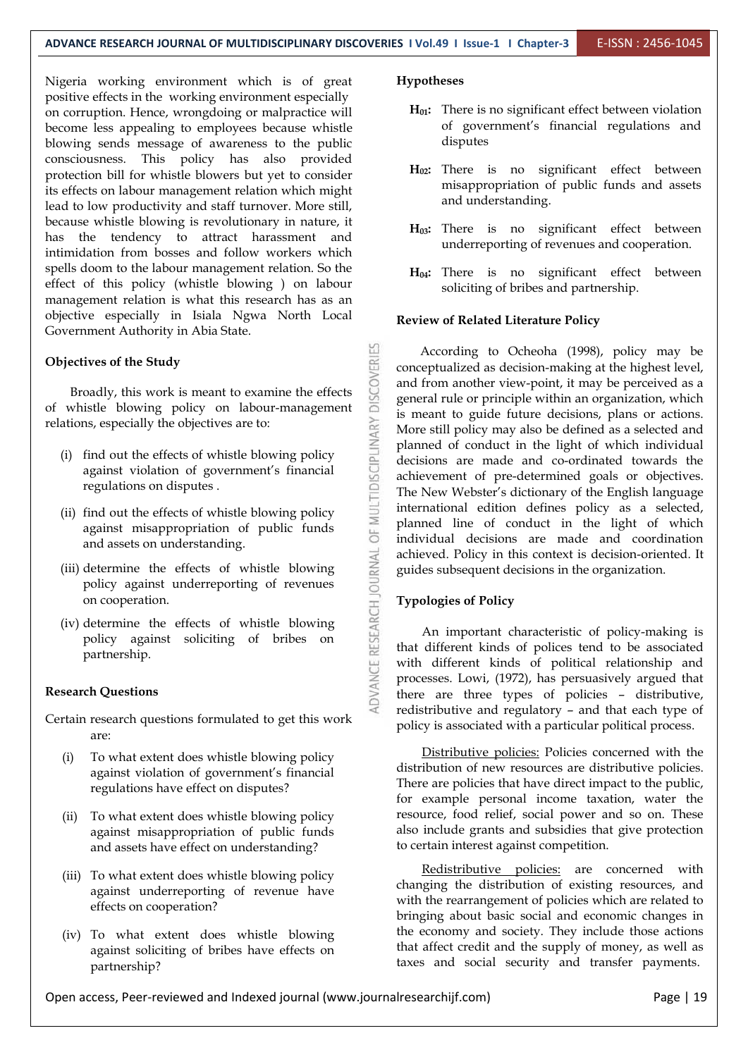Nigeria working environment which is of great positive effects in the working environment especially on corruption. Hence, wrongdoing or malpractice will become less appealing to employees because whistle blowing sends message of awareness to the public consciousness. This policy has also provided protection bill for whistle blowers but yet to consider its effects on labour management relation which might lead to low productivity and staff turnover. More still, because whistle blowing is revolutionary in nature, it has the tendency to attract harassment and intimidation from bosses and follow workers which spells doom to the labour management relation. So the effect of this policy (whistle blowing ) on labour management relation is what this research has as an objective especially in Isiala Ngwa North Local Government Authority in Abia State.

**Objectives of the Study**

Broadly, this work is meant to examine the effects of whistle blowing policy on labour-management relations, especially the objectives are to:

(i) find out the effects of whistle blowing policy against violation of government's financial regulations on disputes .

(ii) find out the effects of whistle blowing policy against misappropriation of public funds and assets on understanding.

(iii) determine the effects of whistle blowing policy against underreporting of revenues on cooperation.

(iv) determine the effects of whistle blowing policy against soliciting of bribes on partnership.

**Research Questions**

Certain research questions formulated to get this work are:

(i) To what extent does whistle blowing policy against violation of government's financial regulations have effect on disputes?

(ii) To what extent does whistle blowing policy against misappropriation of public funds and assets have effect on understanding?

(iii) To what extent does whistle blowing policy against underreporting of revenue have effects on cooperation?

(iv) To what extent does whistle blowing against soliciting of bribes have effects on partnership?

**Hypotheses**

**$H_{01}$:** There is no significant effect between violation of government's financial regulations and disputes

**$H_{02}$:** There is no significant effect between misappropriation of public funds and assets and understanding.

**$H_{03}$:** There is no significant effect between underreporting of revenues and cooperation.

**$H_{04}$:** There is no significant effect between soliciting of bribes and partnership.

**Review of Related Literature Policy**

According to Ocheoha (1998), policy may be conceptualized as decision-making at the highest level, and from another view-point, it may be perceived as a general rule or principle within an organization, which is meant to guide future decisions, plans or actions. More still policy may also be defined as a selected and planned of conduct in the light of which individual decisions are made and co-ordinated towards the achievement of pre-determined goals or objectives. The New Webster's dictionary of the English language international edition defines policy as a selected, planned line of conduct in the light of which individual decisions are made and coordination achieved. Policy in this context is decision-oriented. It guides subsequent decisions in the organization.

**Typologies of Policy**

An important characteristic of policy-making is that different kinds of polices tend to be associated with different kinds of political relationship and processes. Lowi, (1972), has persuasively argued that there are three types of policies – distributive, redistributive and regulatory – and that each type of policy is associated with a particular political process.

Distributive policies: Policies concerned with the distribution of new resources are distributive policies. There are policies that have direct impact to the public, for example personal income taxation, water the resource, food relief, social power and so on. These also include grants and subsidies that give protection to certain interest against competition.

Redistributive policies: are concerned with changing the distribution of existing resources, and with the rearrangement of policies which are related to bringing about basic social and economic changes in the economy and society. They include those actions that affect credit and the supply of money, as well as taxes and social security and transfer payments.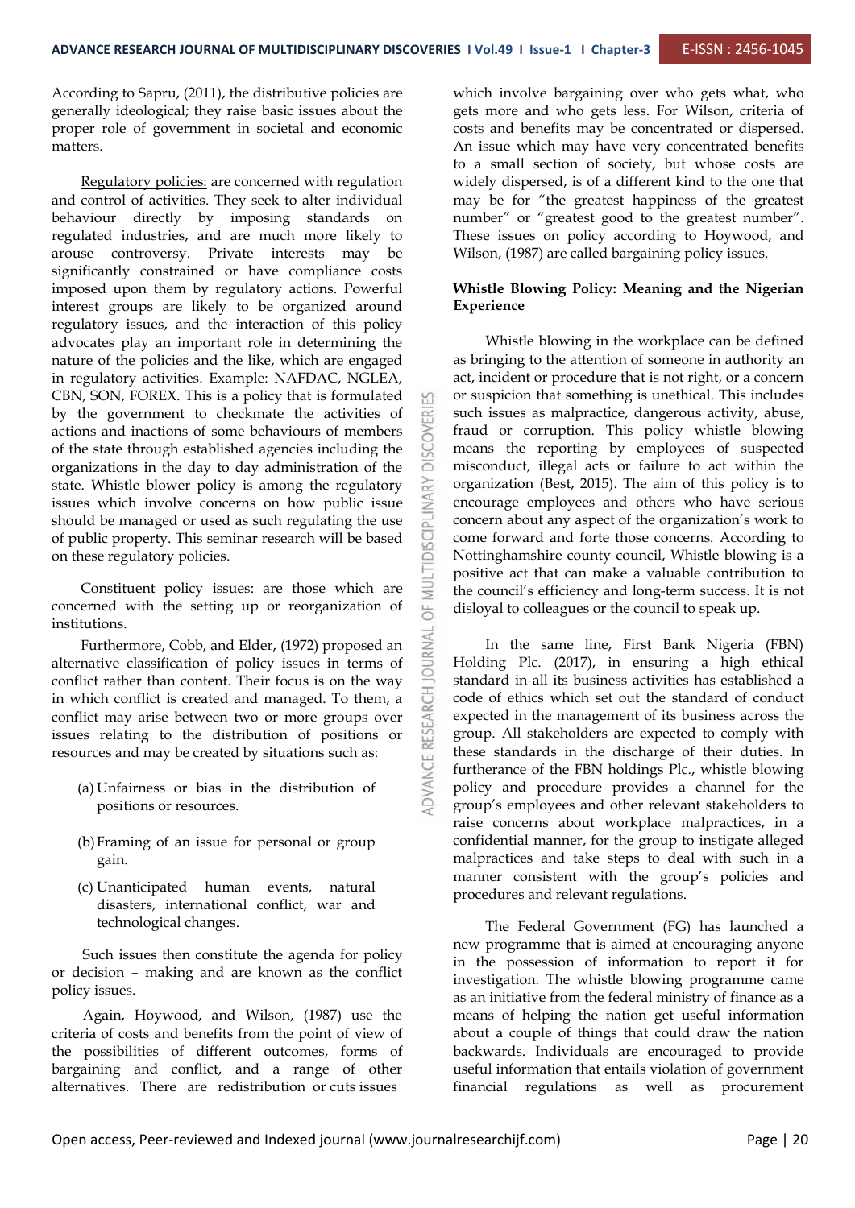According to Sapru, (2011), the distributive policies are generally ideological; they raise basic issues about the proper role of government in societal and economic matters.

Regulatory policies: are concerned with regulation and control of activities. They seek to alter individual behaviour directly by imposing standards on regulated industries, and are much more likely to arouse controversy. Private interests may be significantly constrained or have compliance costs imposed upon them by regulatory actions. Powerful interest groups are likely to be organized around regulatory issues, and the interaction of this policy advocates play an important role in determining the nature of the policies and the like, which are engaged in regulatory activities. Example: NAFDAC, NGLEA, CBN, SON, FOREX. This is a policy that is formulated by the government to checkmate the activities of actions and inactions of some behaviours of members of the state through established agencies including the organizations in the day to day administration of the state. Whistle blower policy is among the regulatory issues which involve concerns on how public issue should be managed or used as such regulating the use of public property. This seminar research will be based on these regulatory policies.

Constituent policy issues: are those which are concerned with the setting up or reorganization of institutions.

Furthermore, Cobb, and Elder, (1972) proposed an alternative classification of policy issues in terms of conflict rather than content. Their focus is on the way in which conflict is created and managed. To them, a conflict may arise between two or more groups over issues relating to the distribution of positions or resources and may be created by situations such as:

(a) Unfairness or bias in the distribution of positions or resources.

(b) Framing of an issue for personal or group gain.

(c) Unanticipated human events, natural disasters, international conflict, war and technological changes.

Such issues then constitute the agenda for policy or decision – making and are known as the conflict policy issues.

Again, Hoywood, and Wilson, (1987) use the criteria of costs and benefits from the point of view of the possibilities of different outcomes, forms of bargaining and conflict, and a range of other alternatives. There are redistribution or cuts issues which involve bargaining over who gets what, who gets more and who gets less. For Wilson, criteria of costs and benefits may be concentrated or dispersed. An issue which may have very concentrated benefits to a small section of society, but whose costs are widely dispersed, is of a different kind to the one that may be for "the greatest happiness of the greatest number" or "greatest good to the greatest number". These issues on policy according to Hoywood, and Wilson, (1987) are called bargaining policy issues.

**Whistle Blowing Policy: Meaning and the Nigerian Experience**

Whistle blowing in the workplace can be defined as bringing to the attention of someone in authority an act, incident or procedure that is not right, or a concern or suspicion that something is unethical. This includes such issues as malpractice, dangerous activity, abuse, fraud or corruption. This policy whistle blowing means the reporting by employees of suspected misconduct, illegal acts or failure to act within the organization (Best, 2015). The aim of this policy is to encourage employees and others who have serious concern about any aspect of the organization's work to come forward and forte those concerns. According to Nottinghamshire county council, Whistle blowing is a positive act that can make a valuable contribution to the council's efficiency and long-term success. It is not disloyal to colleagues or the council to speak up.

In the same line, First Bank Nigeria (FBN) Holding Plc. (2017), in ensuring a high ethical standard in all its business activities has established a code of ethics which set out the standard of conduct expected in the management of its business across the group. All stakeholders are expected to comply with these standards in the discharge of their duties. In furtherance of the FBN holdings Plc., whistle blowing policy and procedure provides a channel for the group's employees and other relevant stakeholders to raise concerns about workplace malpractices, in a confidential manner, for the group to instigate alleged malpractices and take steps to deal with such in a manner consistent with the group's policies and procedures and relevant regulations.

The Federal Government (FG) has launched a new programme that is aimed at encouraging anyone in the possession of information to report it for investigation. The whistle blowing programme came as an initiative from the federal ministry of finance as a means of helping the nation get useful information about a couple of things that could draw the nation backwards. Individuals are encouraged to provide useful information that entails violation of government financial regulations as well as procurement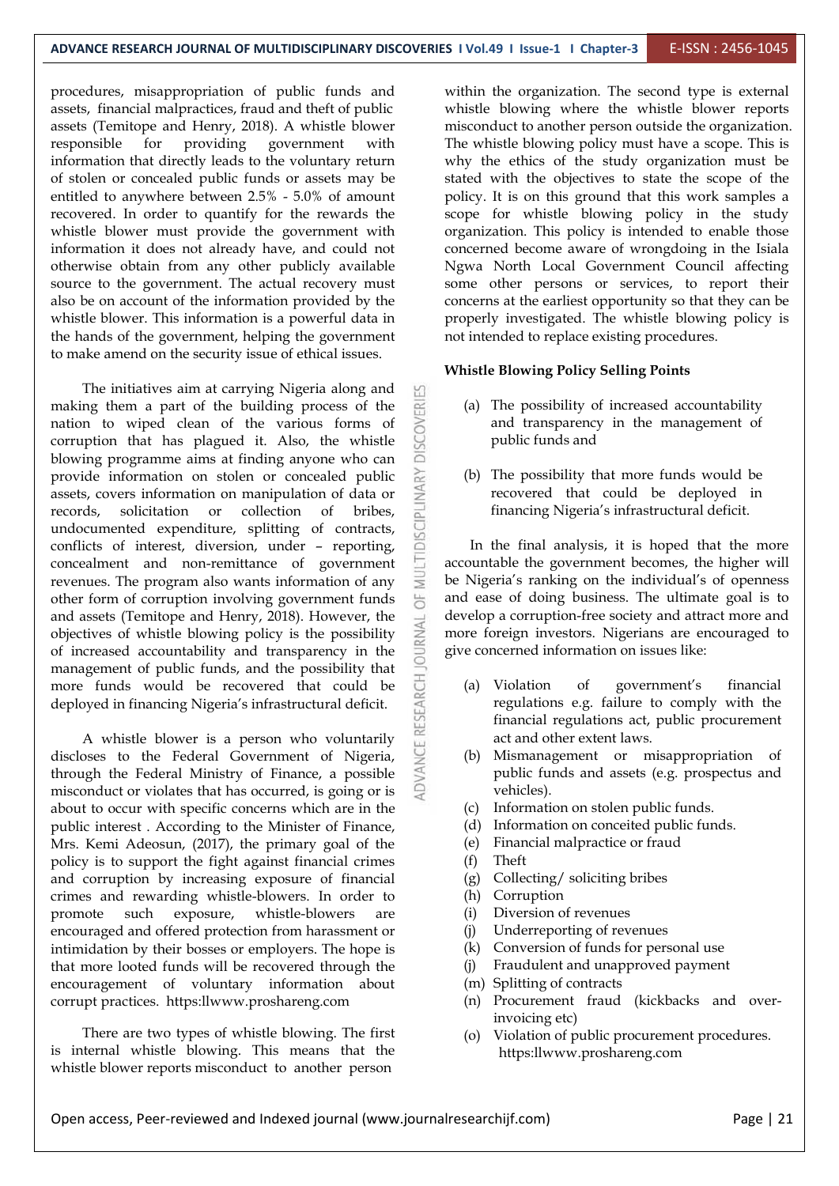procedures, misappropriation of public funds and assets, financial malpractices, fraud and theft of public assets (Temitope and Henry, 2018). A whistle blower responsible for providing government with information that directly leads to the voluntary return of stolen or concealed public funds or assets may be entitled to anywhere between 2.5% - 5.0% of amount recovered. In order to quantify for the rewards the whistle blower must provide the government with information it does not already have, and could not otherwise obtain from any other publicly available source to the government. The actual recovery must also be on account of the information provided by the whistle blower. This information is a powerful data in the hands of the government, helping the government to make amend on the security issue of ethical issues.

The initiatives aim at carrying Nigeria along and making them a part of the building process of the nation to wiped clean of the various forms of corruption that has plagued it. Also, the whistle blowing programme aims at finding anyone who can provide information on stolen or concealed public assets, covers information on manipulation of data or records, solicitation or collection of bribes, undocumented expenditure, splitting of contracts, conflicts of interest, diversion, under – reporting, concealment and non-remittance of government revenues. The program also wants information of any other form of corruption involving government funds and assets (Temitope and Henry, 2018). However, the objectives of whistle blowing policy is the possibility of increased accountability and transparency in the management of public funds, and the possibility that more funds would be recovered that could be deployed in financing Nigeria's infrastructural deficit.

A whistle blower is a person who voluntarily discloses to the Federal Government of Nigeria, through the Federal Ministry of Finance, a possible misconduct or violates that has occurred, is going or is about to occur with specific concerns which are in the public interest . According to the Minister of Finance, Mrs. Kemi Adeosun, (2017), the primary goal of the policy is to support the fight against financial crimes and corruption by increasing exposure of financial crimes and rewarding whistle-blowers. In order to promote such exposure, whistle-blowers are encouraged and offered protection from harassment or intimidation by their bosses or employers. The hope is that more looted funds will be recovered through the encouragement of voluntary information about corrupt practices. https:llwww.proshareng.com

There are two types of whistle blowing. The first is internal whistle blowing. This means that the whistle blower reports misconduct to another person within the organization. The second type is external whistle blowing where the whistle blower reports misconduct to another person outside the organization. The whistle blowing policy must have a scope. This is why the ethics of the study organization must be stated with the objectives to state the scope of the policy. It is on this ground that this work samples a scope for whistle blowing policy in the study organization. This policy is intended to enable those concerned become aware of wrongdoing in the Isiala Ngwa North Local Government Council affecting some other persons or services, to report their concerns at the earliest opportunity so that they can be properly investigated. The whistle blowing policy is not intended to replace existing procedures.

**Whistle Blowing Policy Selling Points**

(a) The possibility of increased accountability and transparency in the management of public funds and

(b) The possibility that more funds would be recovered that could be deployed in financing Nigeria's infrastructural deficit.

In the final analysis, it is hoped that the more accountable the government becomes, the higher will be Nigeria's ranking on the individual's of openness and ease of doing business. The ultimate goal is to develop a corruption-free society and attract more and more foreign investors. Nigerians are encouraged to give concerned information on issues like:

(a) Violation of government's financial regulations e.g. failure to comply with the financial regulations act, public procurement act and other extent laws.
(b) Mismanagement or misappropriation of public funds and assets (e.g. prospectus and vehicles).
(c) Information on stolen public funds.
(d) Information on conceited public funds.
(e) Financial malpractice or fraud
(f) Theft
(g) Collecting/ soliciting bribes
(h) Corruption
(i) Diversion of revenues
(j) Underreporting of revenues
(k) Conversion of funds for personal use
(j) Fraudulent and unapproved payment
(m) Splitting of contracts
(n) Procurement fraud (kickbacks and over-invoicing etc)
(o) Violation of public procurement procedures. https:llwww.proshareng.com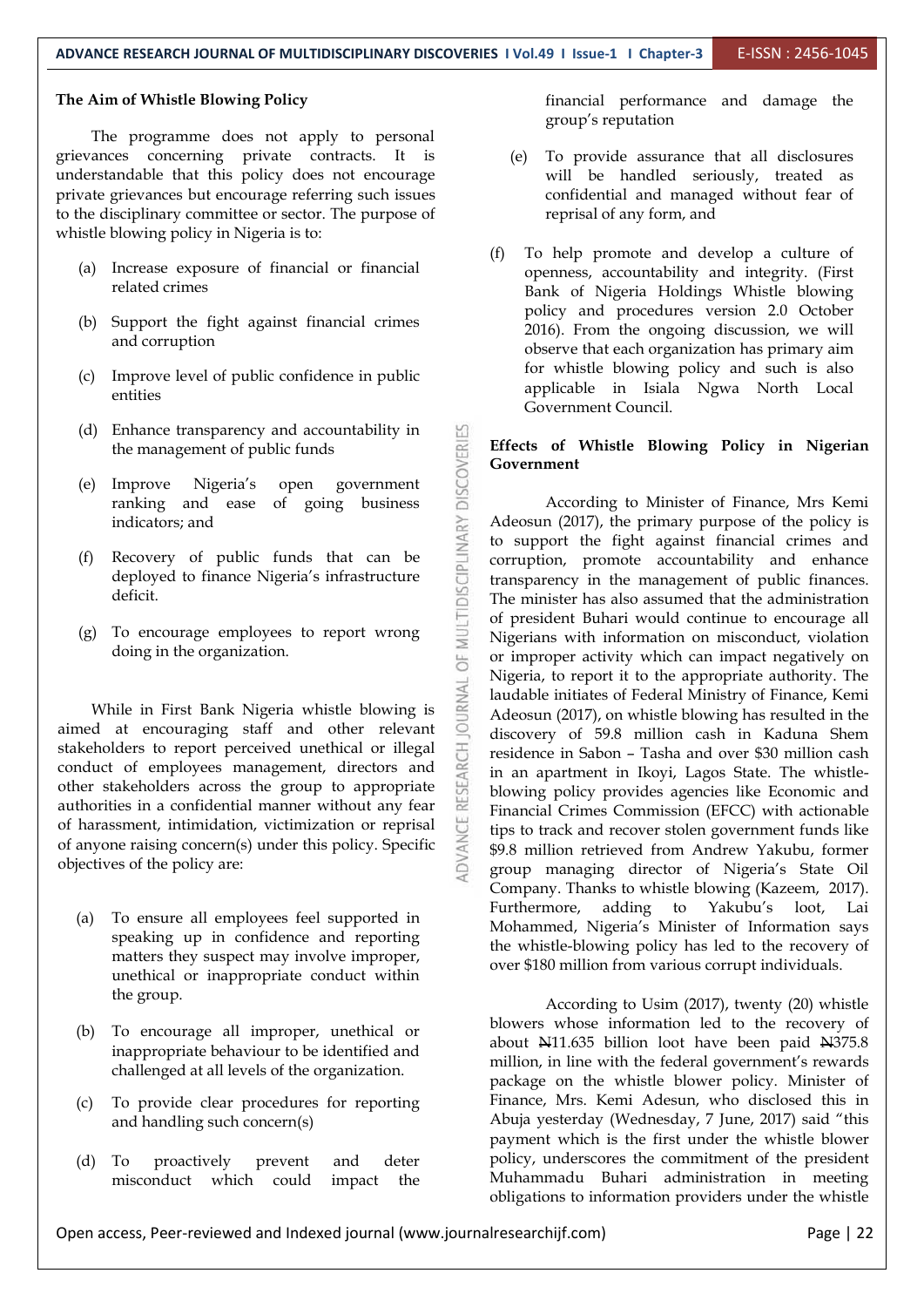### The Aim of Whistle Blowing Policy

The programme does not apply to personal grievances concerning private contracts. It is understandable that this policy does not encourage private grievances but encourage referring such issues to the disciplinary committee or sector. The purpose of whistle blowing policy in Nigeria is to:

(a) Increase exposure of financial or financial related crimes

(b) Support the fight against financial crimes and corruption

(c) Improve level of public confidence in public entities

(d) Enhance transparency and accountability in the management of public funds

(e) Improve Nigeria's open government ranking and ease of going business indicators; and

(f) Recovery of public funds that can be deployed to finance Nigeria's infrastructure deficit.

(g) To encourage employees to report wrong doing in the organization.

While in First Bank Nigeria whistle blowing is aimed at encouraging staff and other relevant stakeholders to report perceived unethical or illegal conduct of employees management, directors and other stakeholders across the group to appropriate authorities in a confidential manner without any fear of harassment, intimidation, victimization or reprisal of anyone raising concern(s) under this policy. Specific objectives of the policy are:

(a) To ensure all employees feel supported in speaking up in confidence and reporting matters they suspect may involve improper, unethical or inappropriate conduct within the group.

(b) To encourage all improper, unethical or inappropriate behaviour to be identified and challenged at all levels of the organization.

(c) To provide clear procedures for reporting and handling such concern(s)

(d) To proactively prevent and deter misconduct which could impact the financial performance and damage the group's reputation

(e) To provide assurance that all disclosures will be handled seriously, treated as confidential and managed without fear of reprisal of any form, and

(f) To help promote and develop a culture of openness, accountability and integrity. (First Bank of Nigeria Holdings Whistle blowing policy and procedures version 2.0 October 2016). From the ongoing discussion, we will observe that each organization has primary aim for whistle blowing policy and such is also applicable in Isiala Ngwa North Local Government Council.

### Effects of Whistle Blowing Policy in Nigerian Government

According to Minister of Finance, Mrs Kemi Adeosun (2017), the primary purpose of the policy is to support the fight against financial crimes and corruption, promote accountability and enhance transparency in the management of public finances. The minister has also assumed that the administration of president Buhari would continue to encourage all Nigerians with information on misconduct, violation or improper activity which can impact negatively on Nigeria, to report it to the appropriate authority. The laudable initiates of Federal Ministry of Finance, Kemi Adeosun (2017), on whistle blowing has resulted in the discovery of 59.8 million cash in Kaduna Shem residence in Sabon – Tasha and over $30 million cash in an apartment in Ikoyi, Lagos State. The whistle-blowing policy provides agencies like Economic and Financial Crimes Commission (EFCC) with actionable tips to track and recover stolen government funds like $9.8 million retrieved from Andrew Yakubu, former group managing director of Nigeria's State Oil Company. Thanks to whistle blowing (Kazeem, 2017). Furthermore, adding to Yakubu's loot, Lai Mohammed, Nigeria's Minister of Information says the whistle-blowing policy has led to the recovery of over $180 million from various corrupt individuals.

According to Usim (2017), twenty (20) whistle blowers whose information led to the recovery of about ₦11.635 billion loot have been paid ₦375.8 million, in line with the federal government's rewards package on the whistle blower policy. Minister of Finance, Mrs. Kemi Adesun, who disclosed this in Abuja yesterday (Wednesday, 7 June, 2017) said "this payment which is the first under the whistle blower policy, underscores the commitment of the president Muhammadu Buhari administration in meeting obligations to information providers under the whistle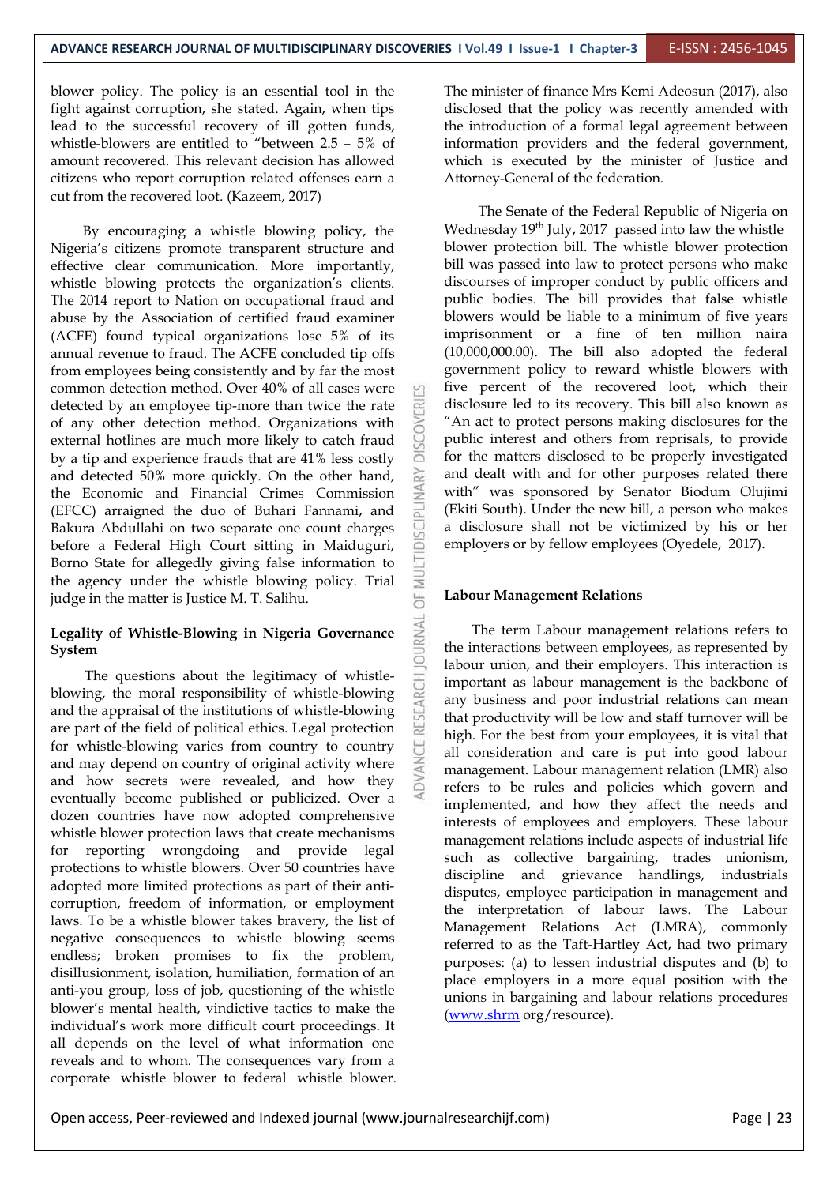blower policy. The policy is an essential tool in the fight against corruption, she stated. Again, when tips lead to the successful recovery of ill gotten funds, whistle-blowers are entitled to "between 2.5 – 5% of amount recovered. This relevant decision has allowed citizens who report corruption related offenses earn a cut from the recovered loot. (Kazeem, 2017)

By encouraging a whistle blowing policy, the Nigeria's citizens promote transparent structure and effective clear communication. More importantly, whistle blowing protects the organization's clients. The 2014 report to Nation on occupational fraud and abuse by the Association of certified fraud examiner (ACFE) found typical organizations lose 5% of its annual revenue to fraud. The ACFE concluded tip offs from employees being consistently and by far the most common detection method. Over 40% of all cases were detected by an employee tip-more than twice the rate of any other detection method. Organizations with external hotlines are much more likely to catch fraud by a tip and experience frauds that are 41% less costly and detected 50% more quickly. On the other hand, the Economic and Financial Crimes Commission (EFCC) arraigned the duo of Buhari Fannami, and Bakura Abdullahi on two separate one count charges before a Federal High Court sitting in Maiduguri, Borno State for allegedly giving false information to the agency under the whistle blowing policy. Trial judge in the matter is Justice M. T. Salihu.

## Legality of Whistle-Blowing in Nigeria Governance System

The questions about the legitimacy of whistle-blowing, the moral responsibility of whistle-blowing and the appraisal of the institutions of whistle-blowing are part of the field of political ethics. Legal protection for whistle-blowing varies from country to country and may depend on country of original activity where and how secrets were revealed, and how they eventually become published or publicized. Over a dozen countries have now adopted comprehensive whistle blower protection laws that create mechanisms for reporting wrongdoing and provide legal protections to whistle blowers. Over 50 countries have adopted more limited protections as part of their anti-corruption, freedom of information, or employment laws. To be a whistle blower takes bravery, the list of negative consequences to whistle blowing seems endless; broken promises to fix the problem, disillusionment, isolation, humiliation, formation of an anti-you group, loss of job, questioning of the whistle blower's mental health, vindictive tactics to make the individual's work more difficult court proceedings. It all depends on the level of what information one reveals and to whom. The consequences vary from a corporate whistle blower to federal whistle blower. The minister of finance Mrs Kemi Adeosun (2017), also disclosed that the policy was recently amended with the introduction of a formal legal agreement between information providers and the federal government, which is executed by the minister of Justice and Attorney-General of the federation.

The Senate of the Federal Republic of Nigeria on Wednesday 19th July, 2017 passed into law the whistle blower protection bill. The whistle blower protection bill was passed into law to protect persons who make discourses of improper conduct by public officers and public bodies. The bill provides that false whistle blowers would be liable to a minimum of five years imprisonment or a fine of ten million naira (10,000,000.00). The bill also adopted the federal government policy to reward whistle blowers with five percent of the recovered loot, which their disclosure led to its recovery. This bill also known as "An act to protect persons making disclosures for the public interest and others from reprisals, to provide for the matters disclosed to be properly investigated and dealt with and for other purposes related there with" was sponsored by Senator Biodum Olujimi (Ekiti South). Under the new bill, a person who makes a disclosure shall not be victimized by his or her employers or by fellow employees (Oyedele, 2017).

## Labour Management Relations

The term Labour management relations refers to the interactions between employees, as represented by labour union, and their employers. This interaction is important as labour management is the backbone of any business and poor industrial relations can mean that productivity will be low and staff turnover will be high. For the best from your employees, it is vital that all consideration and care is put into good labour management. Labour management relation (LMR) also refers to be rules and policies which govern and implemented, and how they affect the needs and interests of employees and employers. These labour management relations include aspects of industrial life such as collective bargaining, trades unionism, discipline and grievance handlings, industrials disputes, employee participation in management and the interpretation of labour laws. The Labour Management Relations Act (LMRA), commonly referred to as the Taft-Hartley Act, had two primary purposes: (a) to lessen industrial disputes and (b) to place employers in a more equal position with the unions in bargaining and labour relations procedures (www.shrm org/resource).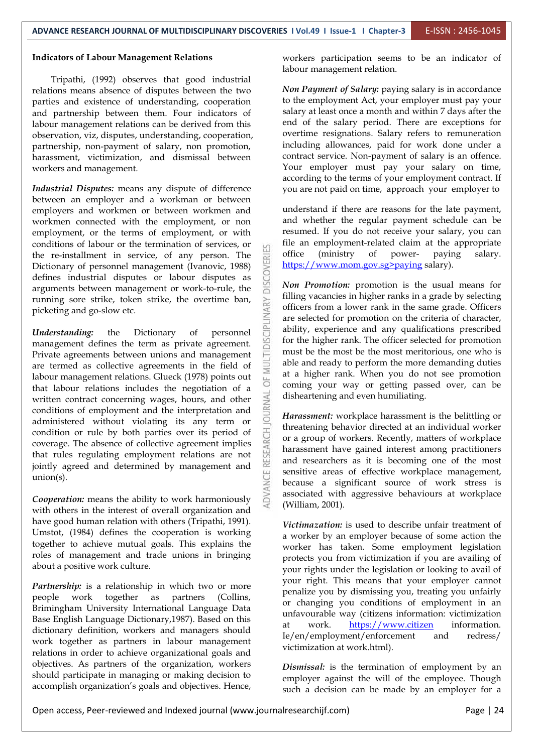**Indicators of Labour Management Relations**

Tripathi, (1992) observes that good industrial relations means absence of disputes between the two parties and existence of understanding, cooperation and partnership between them. Four indicators of labour management relations can be derived from this observation, viz, disputes, understanding, cooperation, partnership, non-payment of salary, non promotion, harassment, victimization, and dismissal between workers and management.

***Industrial Disputes:*** means any dispute of difference between an employer and a workman or between employers and workmen or between workmen and workmen connected with the employment, or non employment, or the terms of employment, or with conditions of labour or the termination of services, or the re-installment in service, of any person. The Dictionary of personnel management (Ivanovic, 1988) defines industrial disputes or labour disputes as arguments between management or work-to-rule, the running sore strike, token strike, the overtime ban, picketing and go-slow etc.

***Understanding:*** the Dictionary of personnel management defines the term as private agreement. Private agreements between unions and management are termed as collective agreements in the field of labour management relations. Glueck (1978) points out that labour relations includes the negotiation of a written contract concerning wages, hours, and other conditions of employment and the interpretation and administered without violating its any term or condition or rule by both parties over its period of coverage. The absence of collective agreement implies that rules regulating employment relations are not jointly agreed and determined by management and union(s).

***Cooperation:*** means the ability to work harmoniously with others in the interest of overall organization and have good human relation with others (Tripathi, 1991). Umstot, (1984) defines the cooperation is working together to achieve mutual goals. This explains the roles of management and trade unions in bringing about a positive work culture.

***Partnership:*** is a relationship in which two or more people work together as partners (Collins, Brimingham University International Language Data Base English Language Dictionary,1987). Based on this dictionary definition, workers and managers should work together as partners in labour management relations in order to achieve organizational goals and objectives. As partners of the organization, workers should participate in managing or making decision to accomplish organization's goals and objectives. Hence, workers participation seems to be an indicator of labour management relation.

***Non Payment of Salary:*** paying salary is in accordance to the employment Act, your employer must pay your salary at least once a month and within 7 days after the end of the salary period. There are exceptions for overtime resignations. Salary refers to remuneration including allowances, paid for work done under a contract service. Non-payment of salary is an offence. Your employer must pay your salary on time, according to the terms of your employment contract. If you are not paid on time, approach your employer to understand if there are reasons for the late payment, and whether the regular payment schedule can be resumed. If you do not receive your salary, you can file an employment-related claim at the appropriate office (ministry of power- paying salary. https://www.mom.gov.sg>paying salary).

***Non Promotion:*** promotion is the usual means for filling vacancies in higher ranks in a grade by selecting officers from a lower rank in the same grade. Officers are selected for promotion on the criteria of character, ability, experience and any qualifications prescribed for the higher rank. The officer selected for promotion must be the most be the most meritorious, one who is able and ready to perform the more demanding duties at a higher rank. When you do not see promotion coming your way or getting passed over, can be disheartening and even humiliating.

***Harassment:*** workplace harassment is the belittling or threatening behavior directed at an individual worker or a group of workers. Recently, matters of workplace harassment have gained interest among practitioners and researchers as it is becoming one of the most sensitive areas of effective workplace management, because a significant source of work stress is associated with aggressive behaviours at workplace (William, 2001).

***Victimazation:*** is used to describe unfair treatment of a worker by an employer because of some action the worker has taken. Some employment legislation protects you from victimization if you are availing of your rights under the legislation or looking to avail of your right. This means that your employer cannot penalize you by dismissing you, treating you unfairly or changing you conditions of employment in an unfavourable way (citizens information: victimization at work. https://www.citizen information. Ie/en/employment/enforcement and redress/ victimization at work.html).

***Dismissal:*** is the termination of employment by an employer against the will of the employee. Though such a decision can be made by an employer for a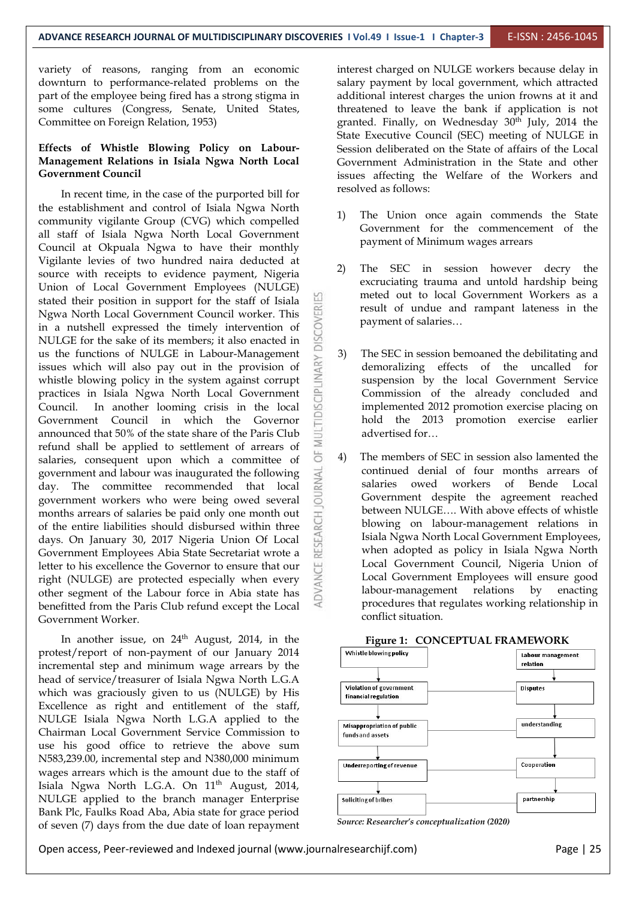variety of reasons, ranging from an economic downturn to performance-related problems on the part of the employee being fired has a strong stigma in some cultures (Congress, Senate, United States, Committee on Foreign Relation, 1953)

### Effects of Whistle Blowing Policy on Labour-Management Relations in Isiala Ngwa North Local Government Council

In recent time, in the case of the purported bill for the establishment and control of Isiala Ngwa North community vigilante Group (CVG) which compelled all staff of Isiala Ngwa North Local Government Council at Okpuala Ngwa to have their monthly Vigilante levies of two hundred naira deducted at source with receipts to evidence payment, Nigeria Union of Local Government Employees (NULGE) stated their position in support for the staff of Isiala Ngwa North Local Government Council worker. This in a nutshell expressed the timely intervention of NULGE for the sake of its members; it also enacted in us the functions of NULGE in Labour-Management issues which will also pay out in the provision of whistle blowing policy in the system against corrupt practices in Isiala Ngwa North Local Government Council. In another looming crisis in the local Government Council in which the Governor announced that 50% of the state share of the Paris Club refund shall be applied to settlement of arrears of salaries, consequent upon which a committee of government and labour was inaugurated the following day. The committee recommended that local government workers who were being owed several months arrears of salaries be paid only one month out of the entire liabilities should disbursed within three days. On January 30, 2017 Nigeria Union of Local Government Employees Abia State Secretariat wrote a letter to his excellence the Governor to ensure that our right (NULGE) are protected especially when every other segment of the Labour force in Abia state has benefitted from the Paris Club refund except the Local Government Worker.

In another issue, on 24th August, 2014, in the protest/report of non-payment of our January 2014 incremental step and minimum wage arrears by the head of service/treasurer of Isiala Ngwa North L.G.A which was graciously given to us (NULGE) by His Excellence as right and entitlement of the staff, NULGE Isiala Ngwa North L.G.A applied to the Chairman Local Government Service Commission to use his good office to retrieve the above sum N583,239.00, incremental step and N380,000 minimum wages arrears which is the amount due to the staff of Isiala Ngwa North L.G.A. On 11th August, 2014, NULGE applied to the branch manager Enterprise Bank Plc, Faulks Road Aba, Abia state for grace period of seven (7) days from the due date of loan repayment interest charged on NULGE workers because delay in salary payment by local government, which attracted additional interest charges the union frowns at it and threatened to leave the bank if application is not granted. Finally, on Wednesday 30th July, 2014 the State Executive Council (SEC) meeting of NULGE in Session deliberated on the State of affairs of the Local Government Administration in the State and other issues affecting the Welfare of the Workers and resolved as follows:

1) The Union once again commends the State Government for the commencement of the payment of Minimum wages arrears

2) The SEC in session however decry the excruciating trauma and untold hardship being meted out to local Government Workers as a result of undue and rampant lateness in the payment of salaries…

3) The SEC in session bemoaned the debilitating and demoralizing effects of the uncalled for suspension by the local Government Service Commission of the already concluded and implemented 2012 promotion exercise placing on hold the 2013 promotion exercise earlier advertised for…

4) The members of SEC in session also lamented the continued denial of four months arrears of salaries owed workers of Bende Local Government despite the agreement reached between NULGE…. With above effects of whistle blowing on labour-management relations in Isiala Ngwa North Local Government Employees, when adopted as policy in Isiala Ngwa North Local Government Council, Nigeria Union of Local Government Employees will ensure good labour-management relations by enacting procedures that regulates working relationship in conflict situation.

**Figure 1: CONCEPTUAL FRAMEWORK**

| Whistle blowing policy | Labour management relation |
|---|---|
| ↓ | ↓ |
| Violation of government financial regulation | Disputes |
| ↓ | ↓ |
| Misappropriation of public funds and assets | understanding |
| ↓ | ↓ |
| Underreporting of revenue | Cooperation |
| ↓ | ↓ |
| Soliciting of bribes | partnership |

*Source: Researcher's conceptualization (2020)*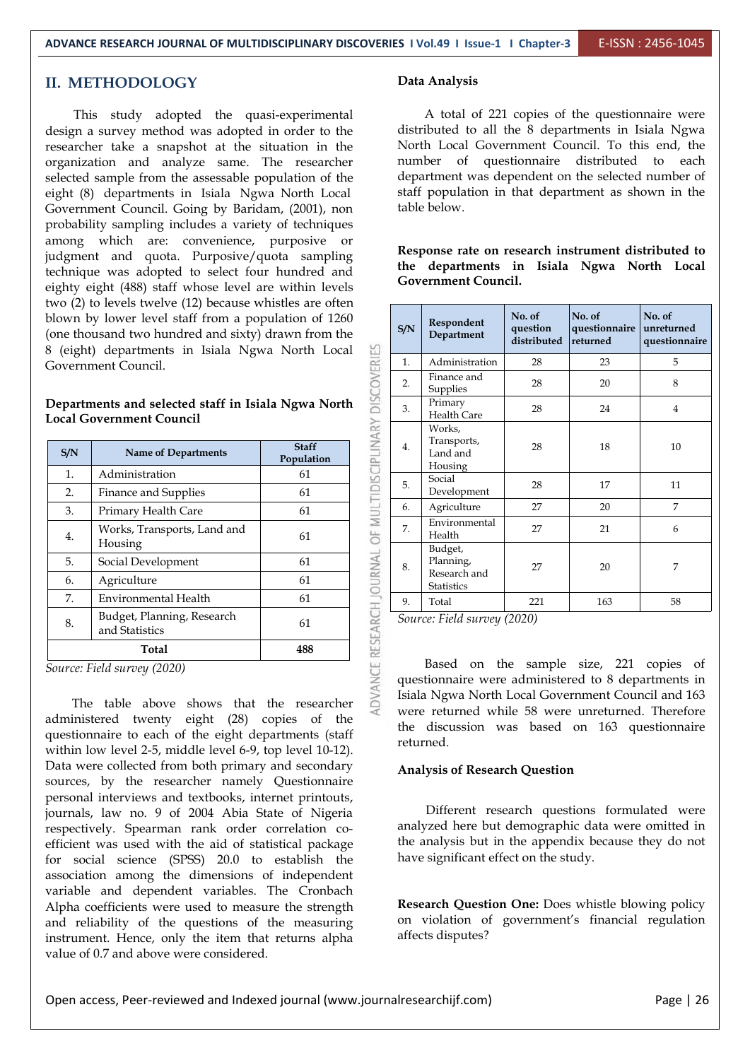## II. METHODOLOGY

This study adopted the quasi-experimental design a survey method was adopted in order to the researcher take a snapshot at the situation in the organization and analyze same. The researcher selected sample from the assessable population of the eight (8) departments in Isiala Ngwa North Local Government Council. Going by Baridam, (2001), non probability sampling includes a variety of techniques among which are: convenience, purposive or judgment and quota. Purposive/quota sampling technique was adopted to select four hundred and eighty eight (488) staff whose level are within levels two (2) to levels twelve (12) because whistles are often blown by lower level staff from a population of 1260 (one thousand two hundred and sixty) drawn from the 8 (eight) departments in Isiala Ngwa North Local Government Council.

**Departments and selected staff in Isiala Ngwa North Local Government Council**

| S/N | Name of Departments | Staff Population |
|---|---|---|
| 1. | Administration | 61 |
| 2. | Finance and Supplies | 61 |
| 3. | Primary Health Care | 61 |
| 4. | Works, Transports, Land and Housing | 61 |
| 5. | Social Development | 61 |
| 6. | Agriculture | 61 |
| 7. | Environmental Health | 61 |
| 8. | Budget, Planning, Research and Statistics | 61 |
| | **Total** | **488** |

*Source: Field survey (2020)*

The table above shows that the researcher administered twenty eight (28) copies of the questionnaire to each of the eight departments (staff within low level 2-5, middle level 6-9, top level 10-12). Data were collected from both primary and secondary sources, by the researcher namely Questionnaire personal interviews and textbooks, internet printouts, journals, law no. 9 of 2004 Abia State of Nigeria respectively. Spearman rank order correlation co-efficient was used with the aid of statistical package for social science (SPSS) 20.0 to establish the association among the dimensions of independent variable and dependent variables. The Cronbach Alpha coefficients were used to measure the strength and reliability of the questions of the measuring instrument. Hence, only the item that returns alpha value of 0.7 and above were considered.

**Data Analysis**

A total of 221 copies of the questionnaire were distributed to all the 8 departments in Isiala Ngwa North Local Government Council. To this end, the number of questionnaire distributed to each department was dependent on the selected number of staff population in that department as shown in the table below.

**Response rate on research instrument distributed to the departments in Isiala Ngwa North Local Government Council.**

| S/N | Respondent Department | No. of question distributed | No. of questionnaire returned | No. of unreturned questionnaire |
|---|---|---|---|---|
| 1. | Administration | 28 | 23 | 5 |
| 2. | Finance and Supplies | 28 | 20 | 8 |
| 3. | Primary Health Care | 28 | 24 | 4 |
| 4. | Works, Transports, Land and Housing | 28 | 18 | 10 |
| 5. | Social Development | 28 | 17 | 11 |
| 6. | Agriculture | 27 | 20 | 7 |
| 7. | Environmental Health | 27 | 21 | 6 |
| 8. | Budget, Planning, Research and Statistics | 27 | 20 | 7 |
| 9. | Total | 221 | 163 | 58 |

*Source: Field survey (2020)*

Based on the sample size, 221 copies of questionnaire were administered to 8 departments in Isiala Ngwa North Local Government Council and 163 were returned while 58 were unreturned. Therefore the discussion was based on 163 questionnaire returned.

**Analysis of Research Question**

Different research questions formulated were analyzed here but demographic data were omitted in the analysis but in the appendix because they do not have significant effect on the study.

**Research Question One:** Does whistle blowing policy on violation of government's financial regulation affects disputes?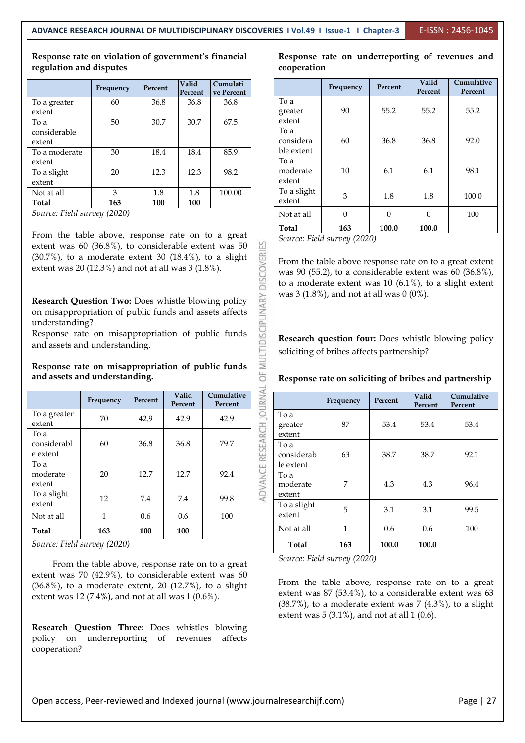**Response rate on violation of government's financial regulation and disputes**

| | Frequency | Percent | Valid Percent | Cumulative Percent |
|---|---|---|---|---|
| To a greater extent | 60 | 36.8 | 36.8 | 36.8 |
| To a considerable extent | 50 | 30.7 | 30.7 | 67.5 |
| To a moderate extent | 30 | 18.4 | 18.4 | 85.9 |
| To a slight extent | 20 | 12.3 | 12.3 | 98.2 |
| Not at all | 3 | 1.8 | 1.8 | 100.00 |
| **Total** | **163** | **100** | **100** | |

*Source: Field survey (2020)*

From the table above, response rate on to a great extent was 60 (36.8%), to considerable extent was 50 (30.7%), to a moderate extent 30 (18.4%), to a slight extent was 20 (12.3%) and not at all was 3 (1.8%).

**Research Question Two:** Does whistle blowing policy on misappropriation of public funds and assets affects understanding?

Response rate on misappropriation of public funds and assets and understanding.

**Response rate on misappropriation of public funds and assets and understanding.**

| | Frequency | Percent | Valid Percent | Cumulative Percent |
|---|---|---|---|---|
| To a greater extent | 70 | 42.9 | 42.9 | 42.9 |
| To a considerable extent | 60 | 36.8 | 36.8 | 79.7 |
| To a moderate extent | 20 | 12.7 | 12.7 | 92.4 |
| To a slight extent | 12 | 7.4 | 7.4 | 99.8 |
| Not at all | 1 | 0.6 | 0.6 | 100 |
| **Total** | **163** | **100** | **100** | |

*Source: Field survey (2020)*

From the table above, response rate on to a great extent was 70 (42.9%), to considerable extent was 60 (36.8%), to a moderate extent, 20 (12.7%), to a slight extent was 12 (7.4%), and not at all was 1 (0.6%).

**Research Question Three:** Does whistles blowing policy on underreporting of revenues affects cooperation?

**Response rate on underreporting of revenues and cooperation**

| | Frequency | Percent | Valid Percent | Cumulative Percent |
|---|---|---|---|---|
| To a greater extent | 90 | 55.2 | 55.2 | 55.2 |
| To a considerable extent | 60 | 36.8 | 36.8 | 92.0 |
| To a moderate extent | 10 | 6.1 | 6.1 | 98.1 |
| To a slight extent | 3 | 1.8 | 1.8 | 100.0 |
| Not at all | 0 | 0 | 0 | 100 |
| **Total** | **163** | **100.0** | **100.0** | |

*Source: Field survey (2020)*

From the table above response rate on to a great extent was 90 (55.2), to a considerable extent was 60 (36.8%), to a moderate extent was 10 (6.1%), to a slight extent was 3 (1.8%), and not at all was 0 (0%).

**Research question four:** Does whistle blowing policy soliciting of bribes affects partnership?

**Response rate on soliciting of bribes and partnership**

| | Frequency | Percent | Valid Percent | Cumulative Percent |
|---|---|---|---|---|
| To a greater extent | 87 | 53.4 | 53.4 | 53.4 |
| To a considerable extent | 63 | 38.7 | 38.7 | 92.1 |
| To a moderate extent | 7 | 4.3 | 4.3 | 96.4 |
| To a slight extent | 5 | 3.1 | 3.1 | 99.5 |
| Not at all | 1 | 0.6 | 0.6 | 100 |
| **Total** | **163** | **100.0** | **100.0** | |

*Source: Field survey (2020)*

From the table above, response rate on to a great extent was 87 (53.4%), to a considerable extent was 63 (38.7%), to a moderate extent was 7 (4.3%), to a slight extent was 5 (3.1%), and not at all 1 (0.6).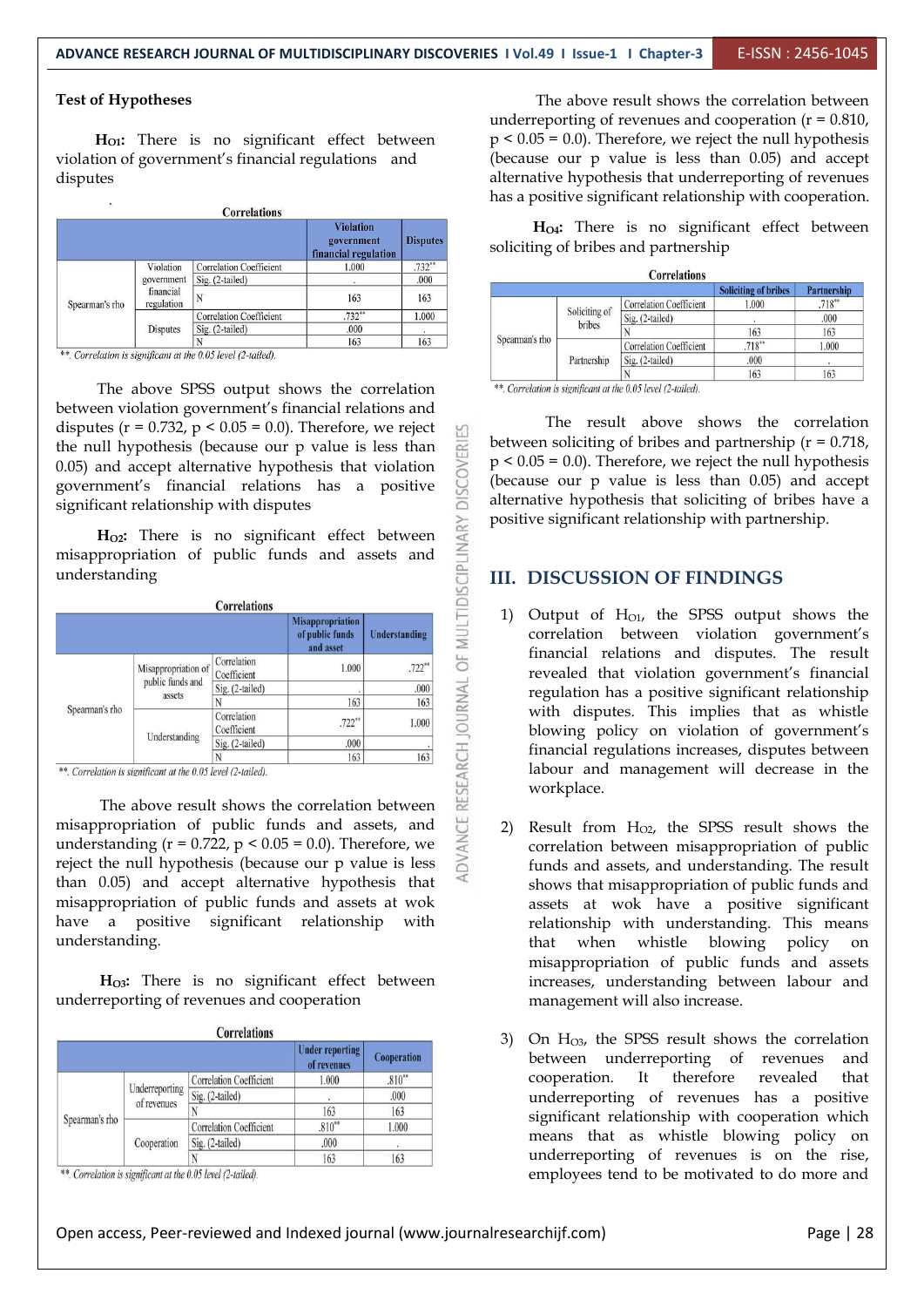**Test of Hypotheses**

**$H_{O1}$:** There is no significant effect between violation of government's financial regulations and disputes

**Correlations**

| | | | Violation government financial regulation | Disputes |
|---|---|---|---|---|
| Spearman's rho | Violation government financial regulation | Correlation Coefficient | 1.000 | .732** |
| | | Sig. (2-tailed) | . | .000 |
| | | N | 163 | 163 |
| | Disputes | Correlation Coefficient | .732** | 1.000 |
| | | Sig. (2-tailed) | .000 | . |
| | | N | 163 | 163 |

*\*\*. Correlation is significant at the 0.05 level (2-tailed).*

The above SPSS output shows the correlation between violation government's financial relations and disputes (r = 0.732, $p < 0.05 = 0.0$). Therefore, we reject the null hypothesis (because our p value is less than 0.05) and accept alternative hypothesis that violation government's financial relations has a positive significant relationship with disputes

**$H_{O2}$:** There is no significant effect between misappropriation of public funds and assets and understanding

**Correlations**

| | | | Misappropriation of public funds and asset | Understanding |
|---|---|---|---|---|
| Spearman's rho | Misappropriation of public funds and assets | Correlation Coefficient | 1.000 | .722** |
| | | Sig. (2-tailed) | . | .000 |
| | | N | 163 | 163 |
| | Understanding | Correlation Coefficient | .722** | 1.000 |
| | | Sig. (2-tailed) | .000 | . |
| | | N | 163 | 163 |

*\*\*. Correlation is significant at the 0.05 level (2-tailed).*

The above result shows the correlation between misappropriation of public funds and assets, and understanding (r = 0.722, $p < 0.05 = 0.0$). Therefore, we reject the null hypothesis (because our p value is less than 0.05) and accept alternative hypothesis that misappropriation of public funds and assets at wok have a positive significant relationship with understanding.

**$H_{O3}$:** There is no significant effect between underreporting of revenues and cooperation

**Correlations**

| | | | Under reporting of revenues | Cooperation |
|---|---|---|---|---|
| Spearman's rho | Underreporting of revenues | Correlation Coefficient | 1.000 | .810** |
| | | Sig. (2-tailed) | . | .000 |
| | | N | 163 | 163 |
| | Cooperation | Correlation Coefficient | .810** | 1.000 |
| | | Sig. (2-tailed) | .000 | . |
| | | N | 163 | 163 |

*\*\*. Correlation is significant at the 0.05 level (2-tailed).*

The above result shows the correlation between underreporting of revenues and cooperation (r = 0.810, $p < 0.05 = 0.0$). Therefore, we reject the null hypothesis (because our p value is less than 0.05) and accept alternative hypothesis that underreporting of revenues has a positive significant relationship with cooperation.

**$H_{O4}$:** There is no significant effect between soliciting of bribes and partnership

**Correlations**

| | | | Soliciting of bribes | Partnership |
|---|---|---|---|---|
| Spearman's rho | Soliciting of bribes | Correlation Coefficient | 1.000 | .718** |
| | | Sig. (2-tailed) | . | .000 |
| | | N | 163 | 163 |
| | Partnership | Correlation Coefficient | .718** | 1.000 |
| | | Sig. (2-tailed) | .000 | . |
| | | N | 163 | 163 |

*\*\*. Correlation is significant at the 0.05 level (2-tailed).*

The result above shows the correlation between soliciting of bribes and partnership (r = 0.718, $p < 0.05 = 0.0$). Therefore, we reject the null hypothesis (because our p value is less than 0.05) and accept alternative hypothesis that soliciting of bribes have a positive significant relationship with partnership.

## III. DISCUSSION OF FINDINGS

1) Output of $H_{O1}$, the SPSS output shows the correlation between violation government's financial relations and disputes. The result revealed that violation government's financial regulation has a positive significant relationship with disputes. This implies that as whistle blowing policy on violation of government's financial regulations increases, disputes between labour and management will decrease in the workplace.

2) Result from $H_{O2}$, the SPSS result shows the correlation between misappropriation of public funds and assets, and understanding. The result shows that misappropriation of public funds and assets at wok have a positive significant relationship with understanding. This means that when whistle blowing policy on misappropriation of public funds and assets increases, understanding between labour and management will also increase.

3) On $H_{O3}$, the SPSS result shows the correlation between underreporting of revenues and cooperation. It therefore revealed that underreporting of revenues has a positive significant relationship with cooperation which means that as whistle blowing policy on underreporting of revenues is on the rise, employees tend to be motivated to do more and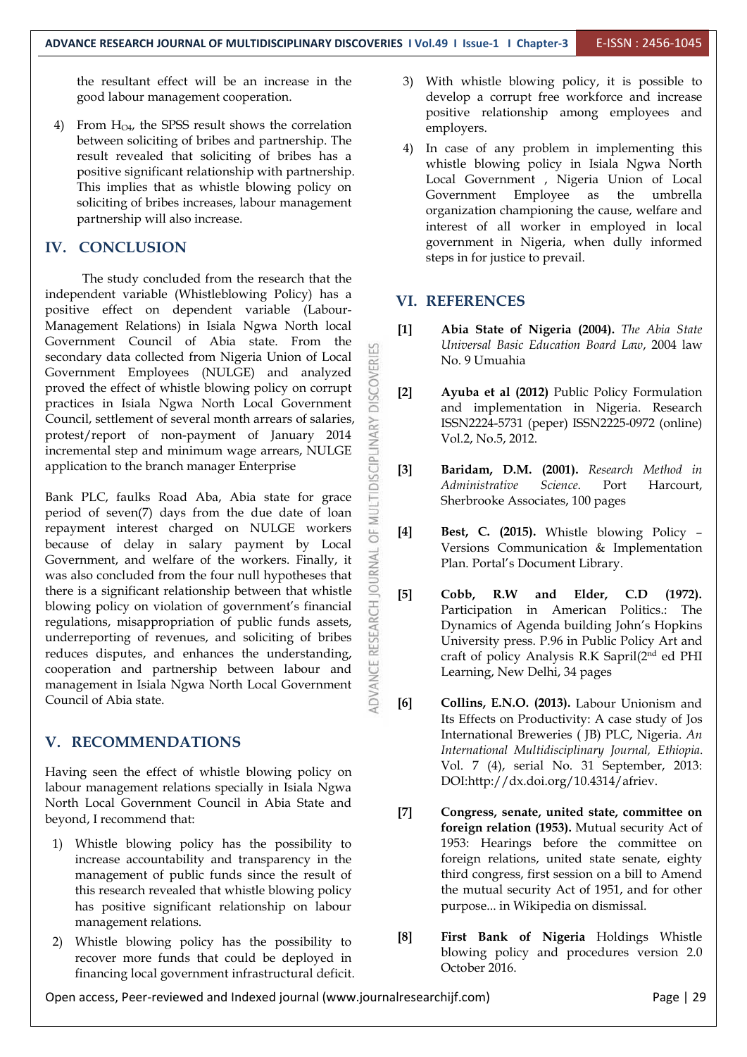the resultant effect will be an increase in the good labour management cooperation.

4) From $H_{O4}$, the SPSS result shows the correlation between soliciting of bribes and partnership. The result revealed that soliciting of bribes has a positive significant relationship with partnership. This implies that as whistle blowing policy on soliciting of bribes increases, labour management partnership will also increase.

## IV. CONCLUSION

The study concluded from the research that the independent variable (Whistleblowing Policy) has a positive effect on dependent variable (Labour-Management Relations) in Isiala Ngwa North local Government Council of Abia state. From the secondary data collected from Nigeria Union of Local Government Employees (NULGE) and analyzed proved the effect of whistle blowing policy on corrupt practices in Isiala Ngwa North Local Government Council, settlement of several month arrears of salaries, protest/report of non-payment of January 2014 incremental step and minimum wage arrears, NULGE application to the branch manager Enterprise

Bank PLC, faulks Road Aba, Abia state for grace period of seven(7) days from the due date of loan repayment interest charged on NULGE workers because of delay in salary payment by Local Government, and welfare of the workers. Finally, it was also concluded from the four null hypotheses that there is a significant relationship between that whistle blowing policy on violation of government's financial regulations, misappropriation of public funds assets, underreporting of revenues, and soliciting of bribes reduces disputes, and enhances the understanding, cooperation and partnership between labour and management in Isiala Ngwa North Local Government Council of Abia state.

## V. RECOMMENDATIONS

Having seen the effect of whistle blowing policy on labour management relations specially in Isiala Ngwa North Local Government Council in Abia State and beyond, I recommend that:

1) Whistle blowing policy has the possibility to increase accountability and transparency in the management of public funds since the result of this research revealed that whistle blowing policy has positive significant relationship on labour management relations.
2) Whistle blowing policy has the possibility to recover more funds that could be deployed in financing local government infrastructural deficit.
3) With whistle blowing policy, it is possible to develop a corrupt free workforce and increase positive relationship among employees and employers.
4) In case of any problem in implementing this whistle blowing policy in Isiala Ngwa North Local Government , Nigeria Union of Local Government Employee as the umbrella organization championing the cause, welfare and interest of all worker in employed in local government in Nigeria, when dully informed steps in for justice to prevail.

## VI. REFERENCES

[1] **Abia State of Nigeria (2004).** *The Abia State Universal Basic Education Board Law*, 2004 law No. 9 Umuahia

[2] **Ayuba et al (2012)** Public Policy Formulation and implementation in Nigeria. Research ISSN2224-5731 (peper) ISSN2225-0972 (online) Vol.2, No.5, 2012.

[3] **Baridam, D.M. (2001).** *Research Method in Administrative Science.* Port Harcourt, Sherbrooke Associates, 100 pages

[4] **Best, C. (2015).** Whistle blowing Policy – Versions Communication & Implementation Plan. Portal's Document Library.

[5] **Cobb, R.W and Elder, C.D (1972).** Participation in American Politics.: The Dynamics of Agenda building John's Hopkins University press. P.96 in Public Policy Art and craft of policy Analysis R.K Sapril(2nd ed PHI Learning, New Delhi, 34 pages

[6] **Collins, E.N.O. (2013).** Labour Unionism and Its Effects on Productivity: A case study of Jos International Breweries ( JB) PLC, Nigeria. *An International Multidisciplinary Journal, Ethiopia*. Vol. 7 (4), serial No. 31 September, 2013: DOI:http://dx.doi.org/10.4314/afriev.

[7] **Congress, senate, united state, committee on foreign relation (1953).** Mutual security Act of 1953: Hearings before the committee on foreign relations, united state senate, eighty third congress, first session on a bill to Amend the mutual security Act of 1951, and for other purpose... in Wikipedia on dismissal.

[8] **First Bank of Nigeria** Holdings Whistle blowing policy and procedures version 2.0 October 2016.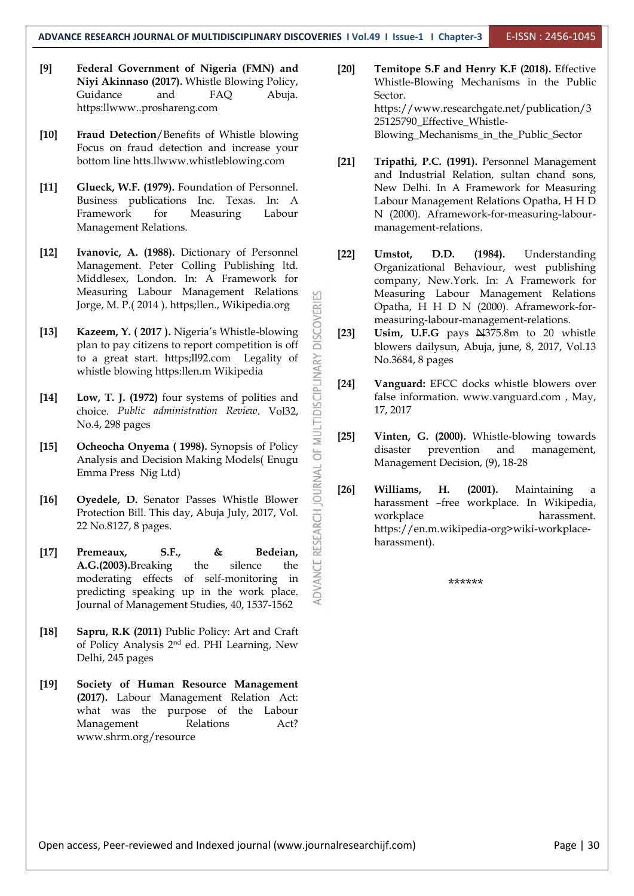[9] **Federal Government of Nigeria (FMN) and Niyi Akinnaso (2017).** Whistle Blowing Policy, Guidance and FAQ Abuja. https:llwww..proshareng.com

[10] **Fraud Detection**/Benefits of Whistle blowing Focus on fraud detection and increase your bottom line htts.llwww.whistleblowing.com

[11] **Glueck, W.F. (1979).** Foundation of Personnel. Business publications Inc. Texas. In: A Framework for Measuring Labour Management Relations.

[12] **Ivanovic, A. (1988).** Dictionary of Personnel Management. Peter Colling Publishing ltd. Middlesex, London. In: A Framework for Measuring Labour Management Relations Jorge, M. P.( 2014 ). https;llen., Wikipedia.org

[13] **Kazeem, Y. ( 2017 ).** Nigeria's Whistle-blowing plan to pay citizens to report competition is off to a great start. https;ll92.com Legality of whistle blowing https:llen.m Wikipedia

[14] **Low, T. J. (1972)** four systems of polities and choice. *Public administration Review*. Vol32, No.4, 298 pages

[15] **Ocheocha Onyema ( 1998).** Synopsis of Policy Analysis and Decision Making Models( Enugu Emma Press Nig Ltd)

[16] **Oyedele, D.** Senator Passes Whistle Blower Protection Bill. This day, Abuja July, 2017, Vol. 22 No.8127, 8 pages.

[17] **Premeaux, S.F., & Bedeian, A.G.(2003).**Breaking the silence the moderating effects of self-monitoring in predicting speaking up in the work place. Journal of Management Studies, 40, 1537-1562

[18] **Sapru, R.K (2011)** Public Policy: Art and Craft of Policy Analysis 2nd ed. PHI Learning, New Delhi, 245 pages

[19] **Society of Human Resource Management (2017).** Labour Management Relation Act: what was the purpose of the Labour Management Relations Act? www.shrm.org/resource

[20] **Temitope S.F and Henry K.F (2018).** Effective Whistle-Blowing Mechanisms in the Public Sector. https://www.researchgate.net/publication/325125790_Effective_Whistle-Blowing_Mechanisms_in_the_Public_Sector

[21] **Tripathi, P.C. (1991).** Personnel Management and Industrial Relation, sultan chand sons, New Delhi. In A Framework for Measuring Labour Management Relations Opatha, H H D N (2000). Aframework-for-measuring-labour-management-relations.

[22] **Umstot, D.D. (1984).** Understanding Organizational Behaviour, west publishing company, New.York. In: A Framework for Measuring Labour Management Relations Opatha, H H D N (2000). Aframework-for-measuring-labour-management-relations.

[23] **Usim, U.F.G** pays ₦375.8m to 20 whistle blowers dailysun, Abuja, june, 8, 2017, Vol.13 No.3684, 8 pages

[24] **Vanguard:** EFCC docks whistle blowers over false information. www.vanguard.com , May, 17, 2017

[25] **Vinten, G. (2000).** Whistle-blowing towards disaster prevention and management, Management Decision, (9), 18-28

[26] **Williams, H. (2001).** Maintaining a harassment –free workplace. In Wikipedia, workplace harassment. https://en.m.wikipedia-org>wiki-workplace-harassment).

******